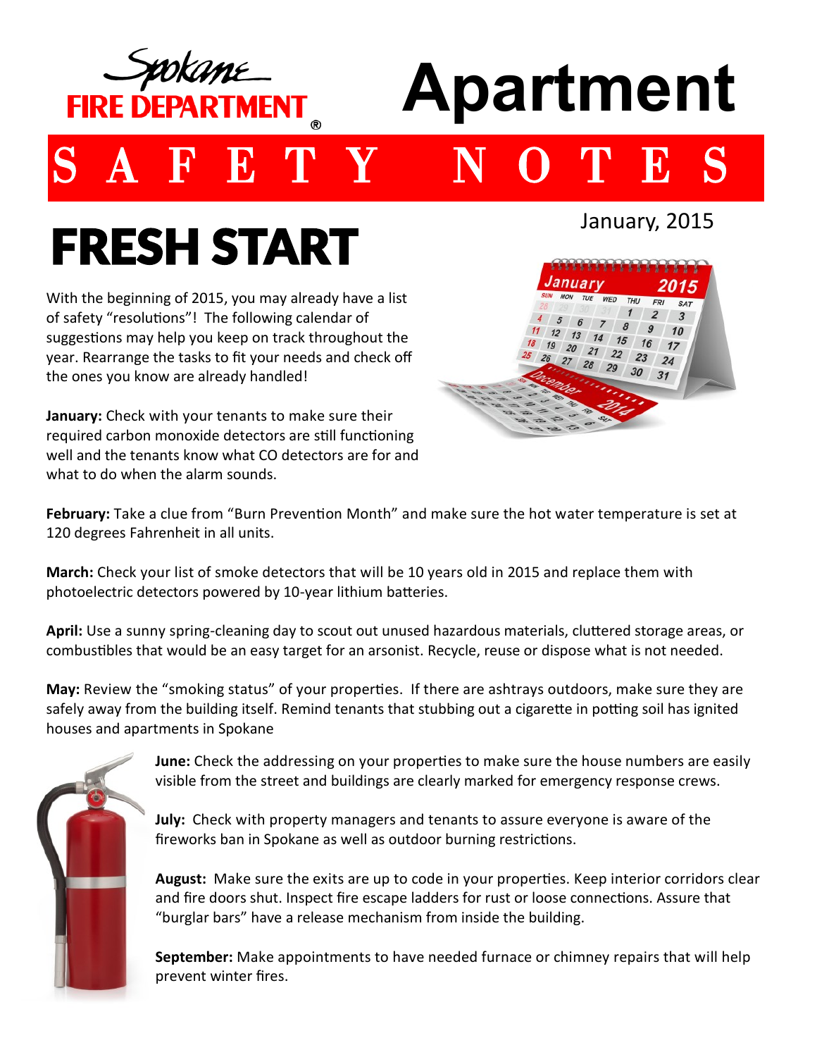Spokane FIRE DEPARTMENT®

# Apartment

# SAFETY NOTES

January, 2015

## FRESH START

With the beginning of 2015, you may already have a list of safety "resolutions"! The following calendar of suggestions may help you keep on track throughout the year. Rearrange the tasks to fit your needs and check off the ones you know are already handled!

**January:** Check with your tenants to make sure their required carbon monoxide detectors are still functioning well and the tenants know what CO detectors are for and what to do when the alarm sounds.

**February:** Take a clue from "Burn Prevention Month" and make sure the hot water temperature is set at 120 degrees Fahrenheit in all units.

**March:** Check your list of smoke detectors that will be 10 years old in 2015 and replace them with photoelectric detectors powered by 10-year lithium batteries.

**April:** Use a sunny spring-cleaning day to scout out unused hazardous materials, cluttered storage areas, or combustibles that would be an easy target for an arsonist. Recycle, reuse or dispose what is not needed.

**May:** Review the "smoking status" of your properties. If there are ashtrays outdoors, make sure they are safely away from the building itself. Remind tenants that stubbing out a cigarette in potting soil has ignited houses and apartments in Spokane

**June:** Check the addressing on your properties to make sure the house numbers are easily visible from the street and buildings are clearly marked for emergency response crews.

**July:** Check with property managers and tenants to assure everyone is aware of the fireworks ban in Spokane as well as outdoor burning restrictions.

**August:** Make sure the exits are up to code in your properties. Keep interior corridors clear and fire doors shut. Inspect fire escape ladders for rust or loose connections. Assure that "burglar bars" have a release mechanism from inside the building.

**September:** Make appointments to have needed furnace or chimney repairs that will help prevent winter fires.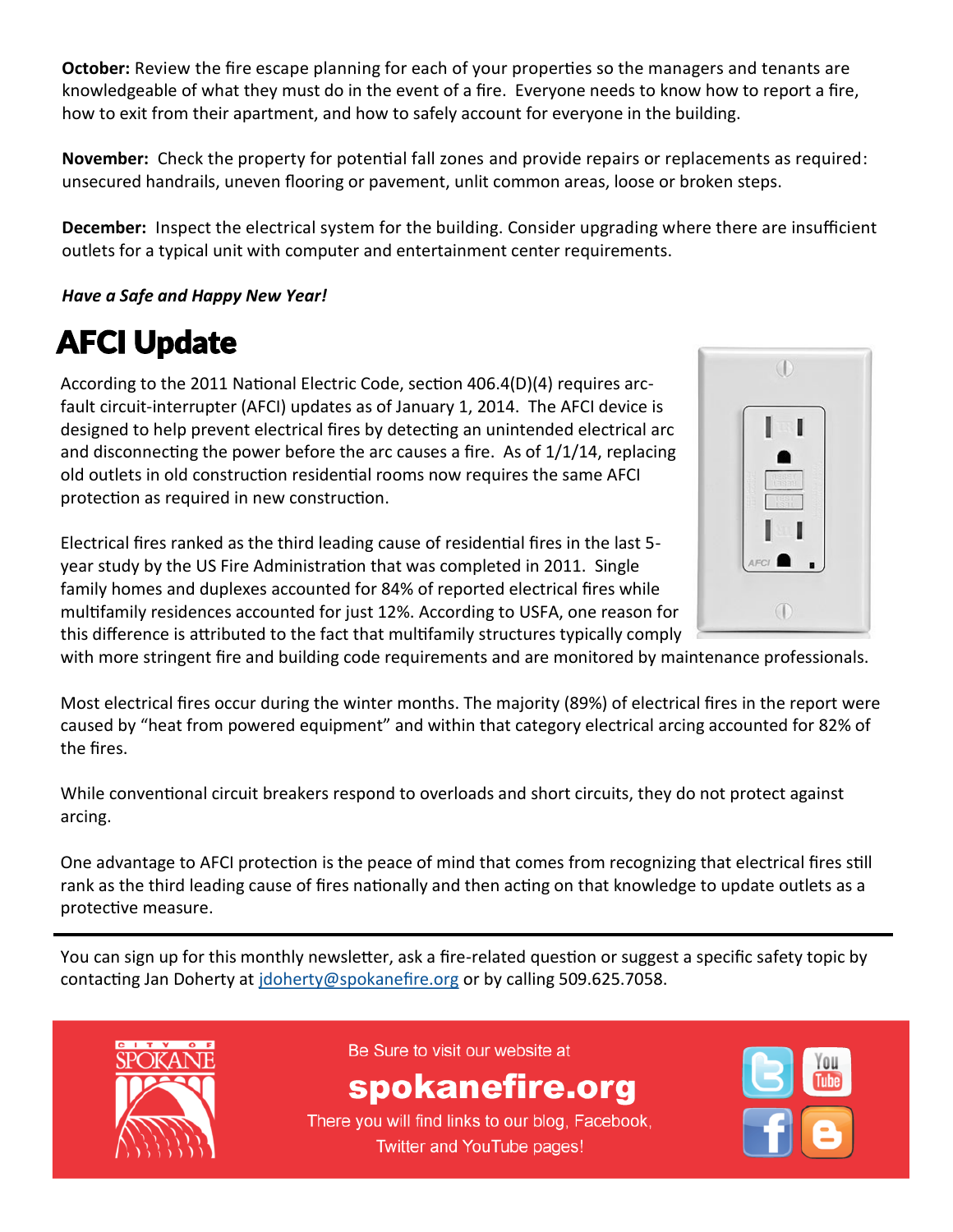**October:** Review the fire escape planning for each of your properties so the managers and tenants are knowledgeable of what they must do in the event of a fire. Everyone needs to know how to report a fire, how to exit from their apartment, and how to safely account for everyone in the building.

**November:** Check the property for potential fall zones and provide repairs or replacements as required: unsecured handrails, uneven flooring or pavement, unlit common areas, loose or broken steps.

**December:** Inspect the electrical system for the building. Consider upgrading where there are insufficient outlets for a typical unit with computer and entertainment center requirements.

***Have a Safe and Happy New Year!***

# AFCI Update

According to the 2011 National Electric Code, section 406.4(D)(4) requires arc-fault circuit-interrupter (AFCI) updates as of January 1, 2014. The AFCI device is designed to help prevent electrical fires by detecting an unintended electrical arc and disconnecting the power before the arc causes a fire. As of 1/1/14, replacing old outlets in old construction residential rooms now requires the same AFCI protection as required in new construction.

Electrical fires ranked as the third leading cause of residential fires in the last 5-year study by the US Fire Administration that was completed in 2011. Single family homes and duplexes accounted for 84% of reported electrical fires while multifamily residences accounted for just 12%. According to USFA, one reason for this difference is attributed to the fact that multifamily structures typically comply with more stringent fire and building code requirements and are monitored by maintenance professionals.

Most electrical fires occur during the winter months. The majority (89%) of electrical fires in the report were caused by "heat from powered equipment" and within that category electrical arcing accounted for 82% of the fires.

While conventional circuit breakers respond to overloads and short circuits, they do not protect against arcing.

One advantage to AFCI protection is the peace of mind that comes from recognizing that electrical fires still rank as the third leading cause of fires nationally and then acting on that knowledge to update outlets as a protective measure.

---

You can sign up for this monthly newsletter, ask a fire-related question or suggest a specific safety topic by contacting Jan Doherty at jdoherty@spokanefire.org or by calling 509.625.7058.

CITY OF SPOKANE

Be Sure to visit our website at

**spokanefire.org**

There you will find links to our blog, Facebook, Twitter and YouTube pages!